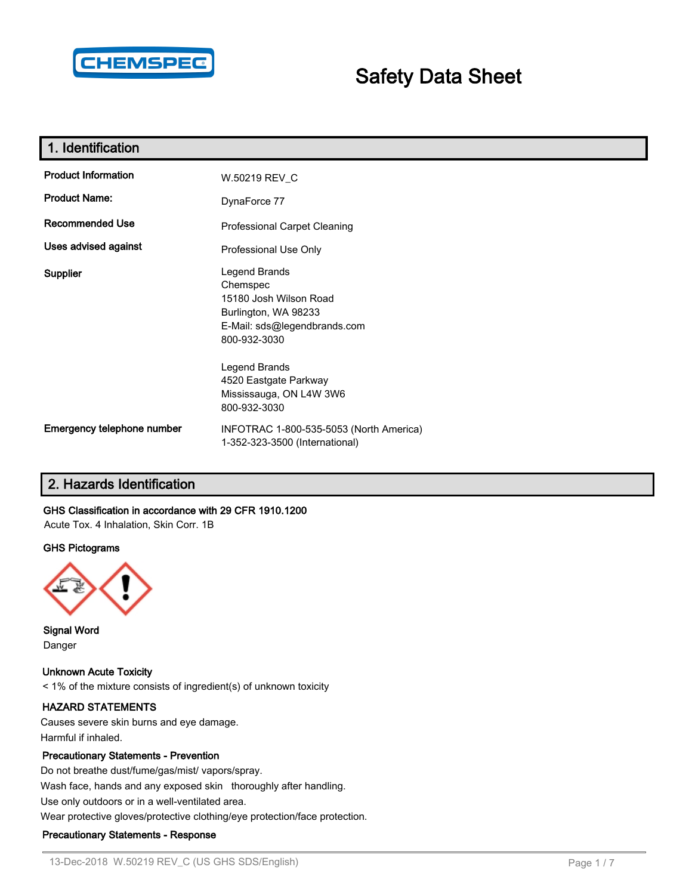CHEMSPEC

# Safety Data Sheet

## 1. Identification

| | |
|---|---|
| **Product Information** | W.50219 REV_C |
| **Product Name:** | DynaForce 77 |
| **Recommended Use** | Professional Carpet Cleaning |
| **Uses advised against** | Professional Use Only |
| **Supplier** | Legend Brands<br>Chemspec<br>15180 Josh Wilson Road<br>Burlington, WA 98233<br>E-Mail: sds@legendbrands.com<br>800-932-3030<br><br>Legend Brands<br>4520 Eastgate Parkway<br>Mississauga, ON L4W 3W6<br>800-932-3030 |
| **Emergency telephone number** | INFOTRAC 1-800-535-5053 (North America)<br>1-352-323-3500 (International) |

## 2. Hazards Identification

**GHS Classification in accordance with 29 CFR 1910.1200**

Acute Tox. 4 Inhalation, Skin Corr. 1B

**GHS Pictograms**

**Signal Word**

Danger

**Unknown Acute Toxicity**

< 1% of the mixture consists of ingredient(s) of unknown toxicity

**HAZARD STATEMENTS**

Causes severe skin burns and eye damage.

Harmful if inhaled.

**Precautionary Statements - Prevention**

Do not breathe dust/fume/gas/mist/ vapors/spray.

Wash face, hands and any exposed skin thoroughly after handling.

Use only outdoors or in a well-ventilated area.

Wear protective gloves/protective clothing/eye protection/face protection.

**Precautionary Statements - Response**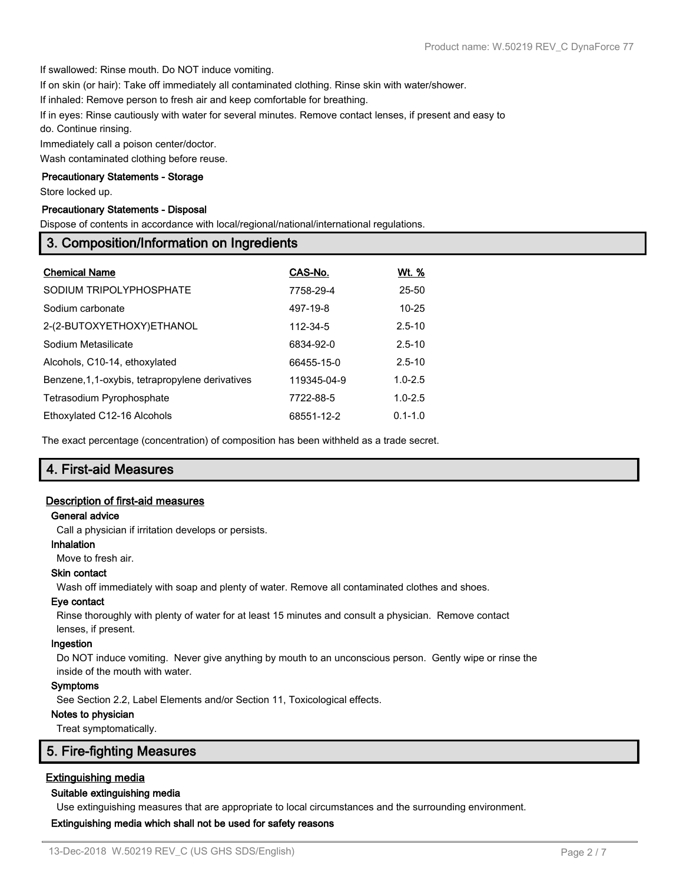If swallowed: Rinse mouth. Do NOT induce vomiting.

If on skin (or hair): Take off immediately all contaminated clothing. Rinse skin with water/shower.

If inhaled: Remove person to fresh air and keep comfortable for breathing.

If in eyes: Rinse cautiously with water for several minutes. Remove contact lenses, if present and easy to do. Continue rinsing.

Immediately call a poison center/doctor.

Wash contaminated clothing before reuse.

**Precautionary Statements - Storage**

Store locked up.

**Precautionary Statements - Disposal**

Dispose of contents in accordance with local/regional/national/international regulations.

## 3. Composition/Information on Ingredients

| Chemical Name | CAS-No. | Wt. % |
|---|---|---|
| SODIUM TRIPOLYPHOSPHATE | 7758-29-4 | 25-50 |
| Sodium carbonate | 497-19-8 | 10-25 |
| 2-(2-BUTOXYETHOXY)ETHANOL | 112-34-5 | 2.5-10 |
| Sodium Metasilicate | 6834-92-0 | 2.5-10 |
| Alcohols, C10-14, ethoxylated | 66455-15-0 | 2.5-10 |
| Benzene,1,1-oxybis, tetrapropylene derivatives | 119345-04-9 | 1.0-2.5 |
| Tetrasodium Pyrophosphate | 7722-88-5 | 1.0-2.5 |
| Ethoxylated C12-16 Alcohols | 68551-12-2 | 0.1-1.0 |

The exact percentage (concentration) of composition has been withheld as a trade secret.

## 4. First-aid Measures

### Description of first-aid measures

**General advice**

Call a physician if irritation develops or persists.

**Inhalation**

Move to fresh air.

**Skin contact**

Wash off immediately with soap and plenty of water. Remove all contaminated clothes and shoes.

**Eye contact**

Rinse thoroughly with plenty of water for at least 15 minutes and consult a physician. Remove contact lenses, if present.

**Ingestion**

Do NOT induce vomiting. Never give anything by mouth to an unconscious person. Gently wipe or rinse the inside of the mouth with water.

**Symptoms**

See Section 2.2, Label Elements and/or Section 11, Toxicological effects.

**Notes to physician**

Treat symptomatically.

## 5. Fire-fighting Measures

### Extinguishing media

**Suitable extinguishing media**

Use extinguishing measures that are appropriate to local circumstances and the surrounding environment.

**Extinguishing media which shall not be used for safety reasons**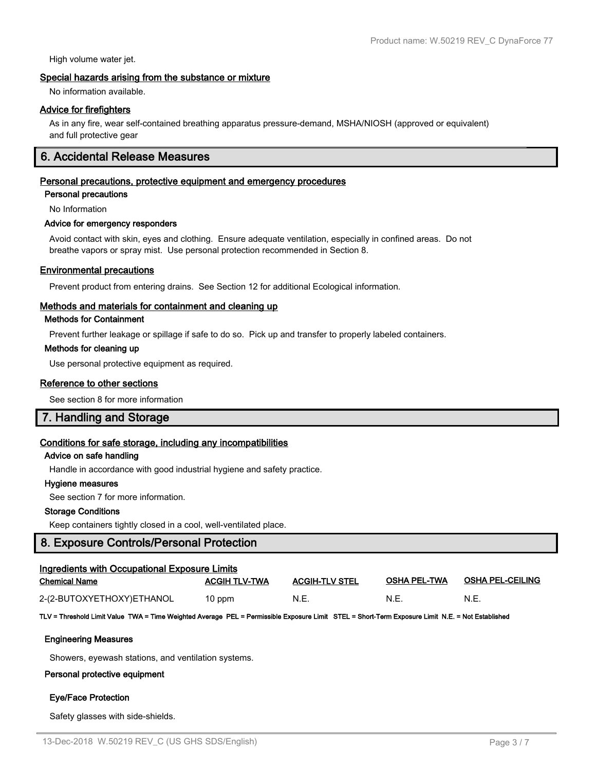High volume water jet.

### Special hazards arising from the substance or mixture

No information available.

### Advice for firefighters

As in any fire, wear self-contained breathing apparatus pressure-demand, MSHA/NIOSH (approved or equivalent) and full protective gear

## 6. Accidental Release Measures

### Personal precautions, protective equipment and emergency procedures

**Personal precautions**

No Information

**Advice for emergency responders**

Avoid contact with skin, eyes and clothing. Ensure adequate ventilation, especially in confined areas. Do not breathe vapors or spray mist. Use personal protection recommended in Section 8.

### Environmental precautions

Prevent product from entering drains. See Section 12 for additional Ecological information.

### Methods and materials for containment and cleaning up

**Methods for Containment**

Prevent further leakage or spillage if safe to do so. Pick up and transfer to properly labeled containers.

**Methods for cleaning up**

Use personal protective equipment as required.

### Reference to other sections

See section 8 for more information

## 7. Handling and Storage

### Conditions for safe storage, including any incompatibilities

**Advice on safe handling**

Handle in accordance with good industrial hygiene and safety practice.

**Hygiene measures**

See section 7 for more information.

**Storage Conditions**

Keep containers tightly closed in a cool, well-ventilated place.

## 8. Exposure Controls/Personal Protection

### Ingredients with Occupational Exposure Limits

| Chemical Name | ACGIH TLV-TWA | ACGIH-TLV STEL | OSHA PEL-TWA | OSHA PEL-CEILING |
|---|---|---|---|---|
| 2-(2-BUTOXYETHOXY)ETHANOL | 10 ppm | N.E. | N.E. | N.E. |

**TLV = Threshold Limit Value TWA = Time Weighted Average PEL = Permissible Exposure Limit STEL = Short-Term Exposure Limit N.E. = Not Established**

**Engineering Measures**

Showers, eyewash stations, and ventilation systems.

**Personal protective equipment**

**Eye/Face Protection**

Safety glasses with side-shields.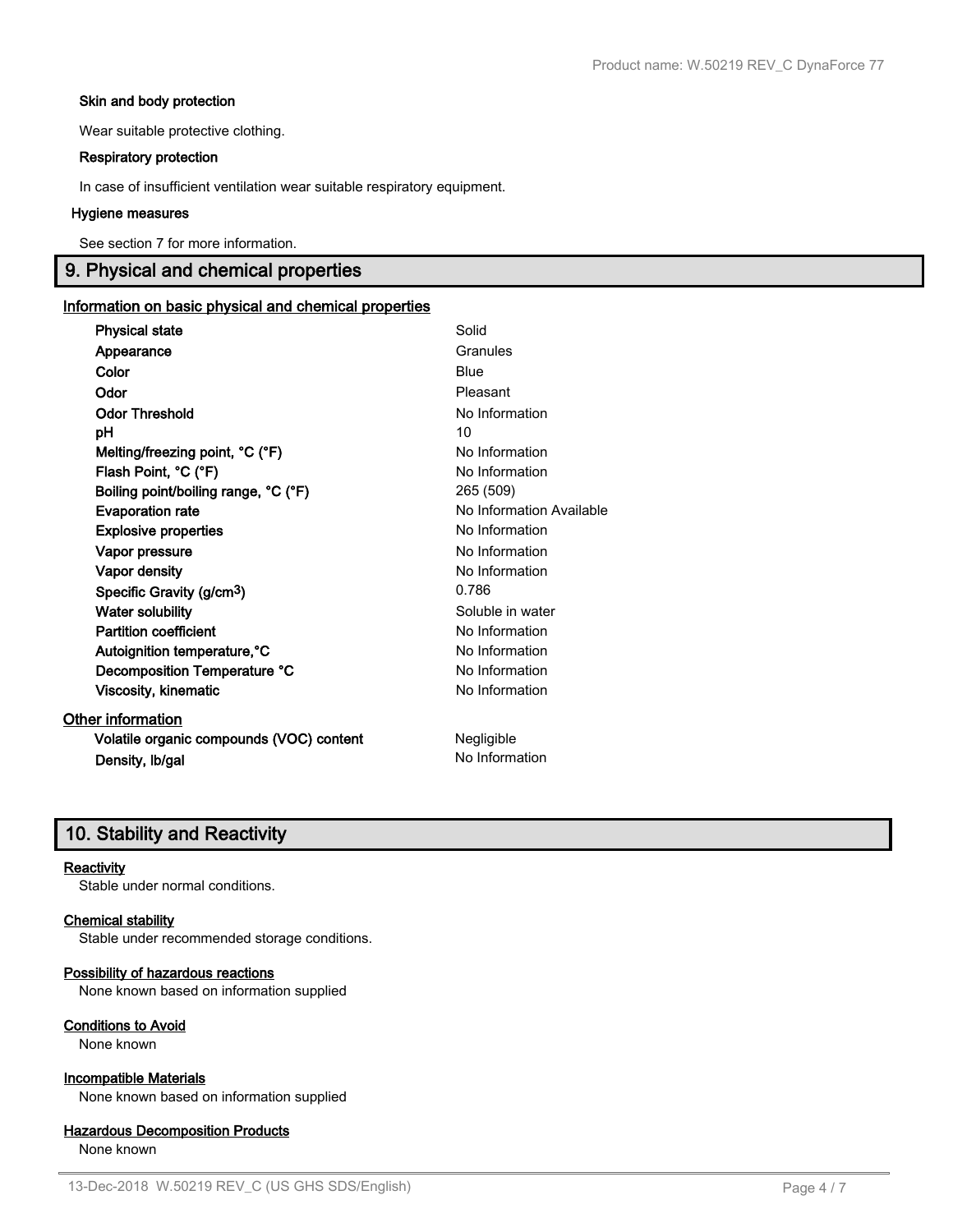#### Skin and body protection

Wear suitable protective clothing.

#### Respiratory protection

In case of insufficient ventilation wear suitable respiratory equipment.

#### Hygiene measures

See section 7 for more information.

## 9. Physical and chemical properties

### Information on basic physical and chemical properties

| Property | Value |
| --- | --- |
| **Physical state** | Solid |
| **Appearance** | Granules |
| **Color** | Blue |
| **Odor** | Pleasant |
| **Odor Threshold** | No Information |
| **pH** | 10 |
| **Melting/freezing point, °C (°F)** | No Information |
| **Flash Point, °C (°F)** | No Information |
| **Boiling point/boiling range, °C (°F)** | 265 (509) |
| **Evaporation rate** | No Information Available |
| **Explosive properties** | No Information |
| **Vapor pressure** | No Information |
| **Vapor density** | No Information |
| **Specific Gravity (g/cm$^3$)** | 0.786 |
| **Water solubility** | Soluble in water |
| **Partition coefficient** | No Information |
| **Autoignition temperature,°C** | No Information |
| **Decomposition Temperature °C** | No Information |
| **Viscosity, kinematic** | No Information |

### Other information

| Property | Value |
| --- | --- |
| **Volatile organic compounds (VOC) content** | Negligible |
| **Density, lb/gal** | No Information |

## 10. Stability and Reactivity

### Reactivity

Stable under normal conditions.

### Chemical stability

Stable under recommended storage conditions.

### Possibility of hazardous reactions

None known based on information supplied

### Conditions to Avoid

None known

### Incompatible Materials

None known based on information supplied

### Hazardous Decomposition Products

None known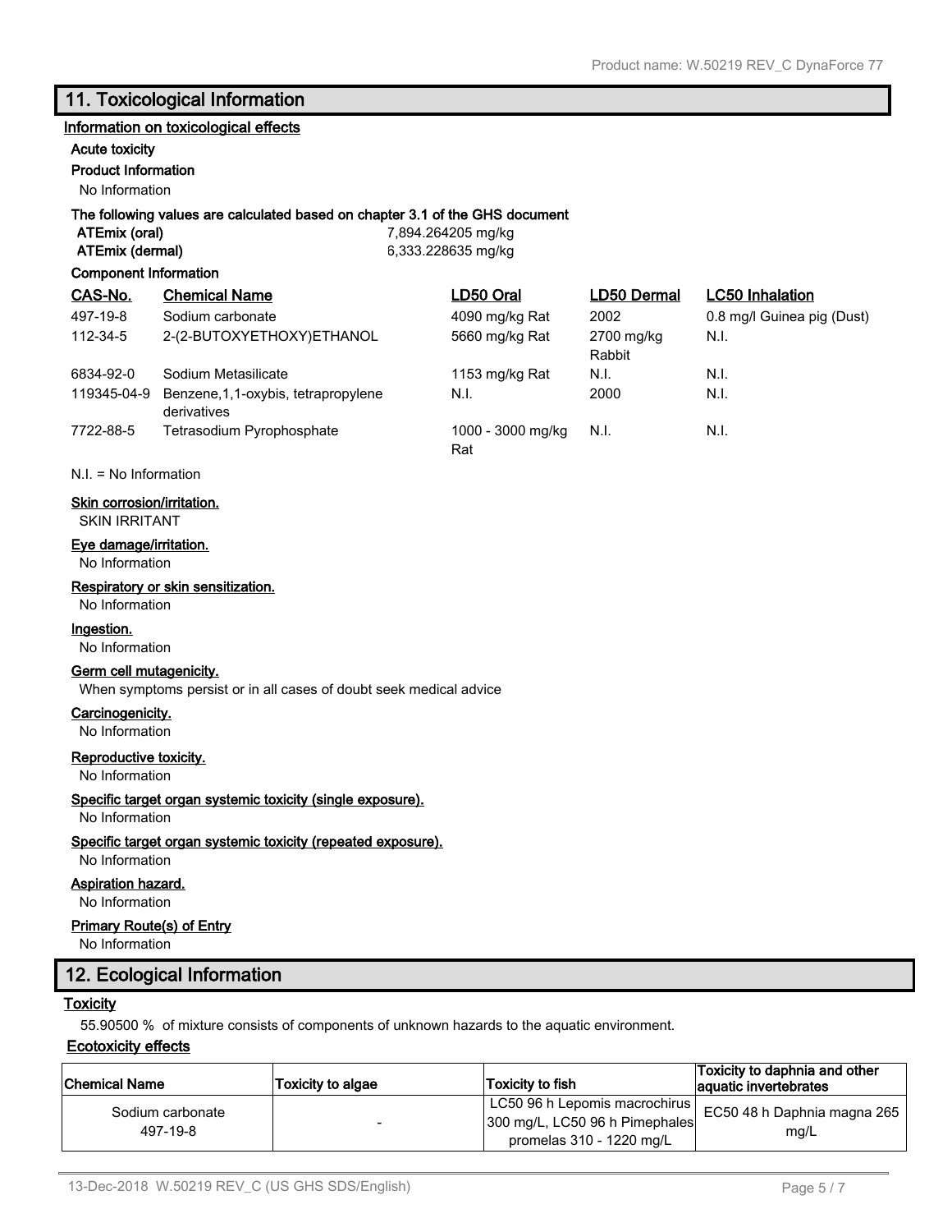## 11. Toxicological Information

### Information on toxicological effects

**Acute toxicity**

**Product Information**

No Information

**The following values are calculated based on chapter 3.1 of the GHS document**

| | |
|---|---|
| **ATEmix (oral)** | 7,894.264205 mg/kg |
| **ATEmix (dermal)** | 6,333.228635 mg/kg |

**Component Information**

| CAS-No. | Chemical Name | LD50 Oral | LD50 Dermal | LC50 Inhalation |
|---|---|---|---|---|
| 497-19-8 | Sodium carbonate | 4090 mg/kg Rat | 2002 | 0.8 mg/l Guinea pig (Dust) |
| 112-34-5 | 2-(2-BUTOXYETHOXY)ETHANOL | 5660 mg/kg Rat | 2700 mg/kg Rabbit | N.I. |
| 6834-92-0 | Sodium Metasilicate | 1153 mg/kg Rat | N.I. | N.I. |
| 119345-04-9 | Benzene,1,1-oxybis, tetrapropylene derivatives | N.I. | 2000 | N.I. |
| 7722-88-5 | Tetrasodium Pyrophosphate | 1000 - 3000 mg/kg Rat | N.I. | N.I. |

N.I. = No Information

**Skin corrosion/irritation.**

SKIN IRRITANT

**Eye damage/irritation.**

No Information

**Respiratory or skin sensitization.**

No Information

**Ingestion.**

No Information

**Germ cell mutagenicity.**

When symptoms persist or in all cases of doubt seek medical advice

**Carcinogenicity.**

No Information

**Reproductive toxicity.**

No Information

**Specific target organ systemic toxicity (single exposure).**

No Information

**Specific target organ systemic toxicity (repeated exposure).**

No Information

**Aspiration hazard.**

No Information

**Primary Route(s) of Entry**

No Information

## 12. Ecological Information

### Toxicity

55.90500 % of mixture consists of components of unknown hazards to the aquatic environment.

### Ecotoxicity effects

| Chemical Name | Toxicity to algae | Toxicity to fish | Toxicity to daphnia and other aquatic invertebrates |
|---|---|---|---|
| Sodium carbonate 497-19-8 | - | LC50 96 h Lepomis macrochirus 300 mg/L, LC50 96 h Pimephales promelas 310 - 1220 mg/L | EC50 48 h Daphnia magna 265 mg/L |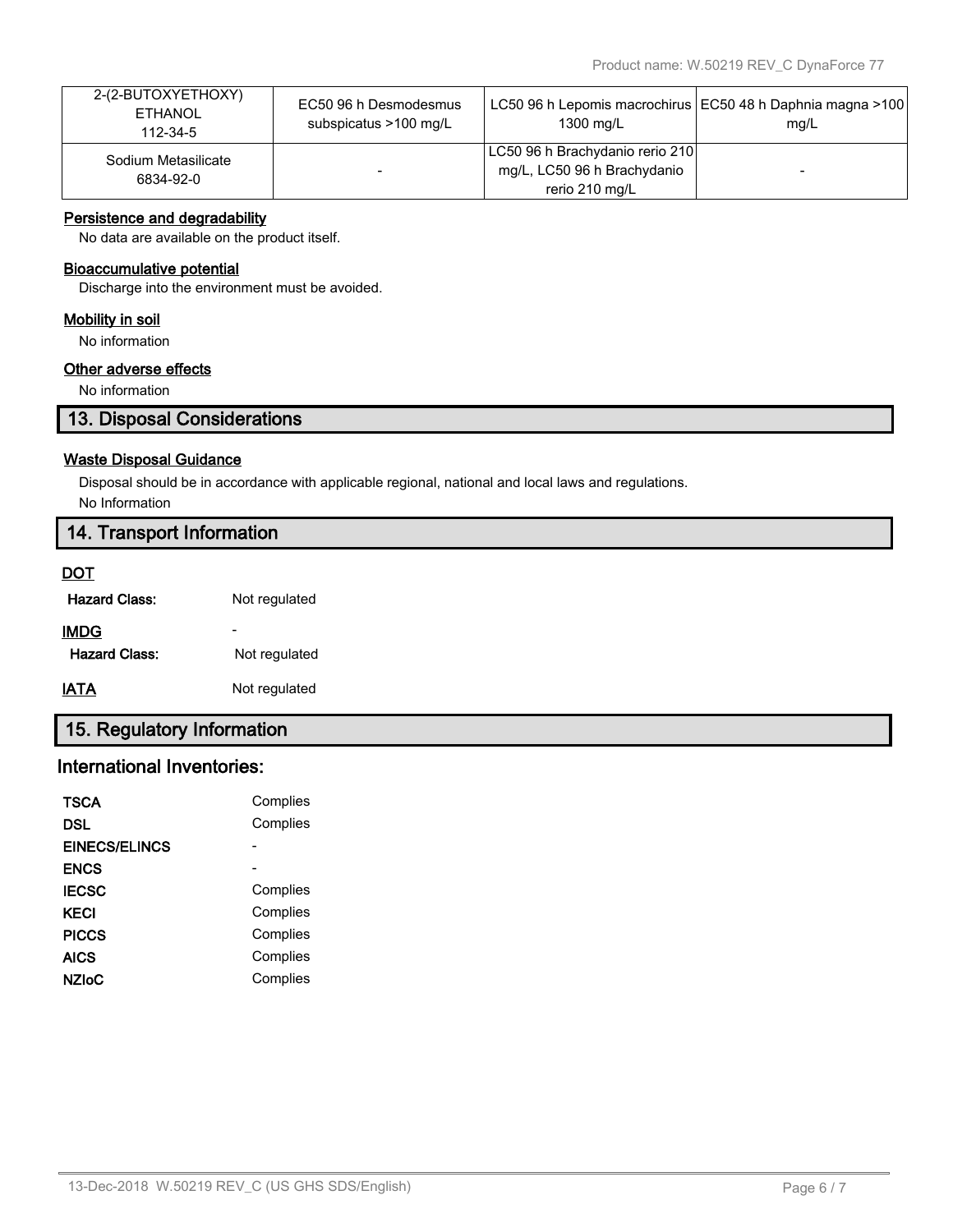| 2-(2-BUTOXYETHOXY) ETHANOL 112-34-5 | EC50 96 h Desmodesmus subspicatus >100 mg/L | LC50 96 h Lepomis macrochirus 1300 mg/L | EC50 48 h Daphnia magna >100 mg/L |
|---|---|---|---|
| Sodium Metasilicate 6834-92-0 | - | LC50 96 h Brachydanio rerio 210 mg/L, LC50 96 h Brachydanio rerio 210 mg/L | - |

**Persistence and degradability**

No data are available on the product itself.

**Bioaccumulative potential**

Discharge into the environment must be avoided.

**Mobility in soil**

No information

**Other adverse effects**

No information

## 13. Disposal Considerations

**Waste Disposal Guidance**

Disposal should be in accordance with applicable regional, national and local laws and regulations.

No Information

## 14. Transport Information

**DOT**

**Hazard Class:** Not regulated

**IMDG** -

**Hazard Class:** Not regulated

**IATA** Not regulated

## 15. Regulatory Information

### International Inventories:

| | |
|---|---|
| **TSCA** | Complies |
| **DSL** | Complies |
| **EINECS/ELINCS** | - |
| **ENCS** | - |
| **IECSC** | Complies |
| **KECI** | Complies |
| **PICCS** | Complies |
| **AICS** | Complies |
| **NZIoC** | Complies |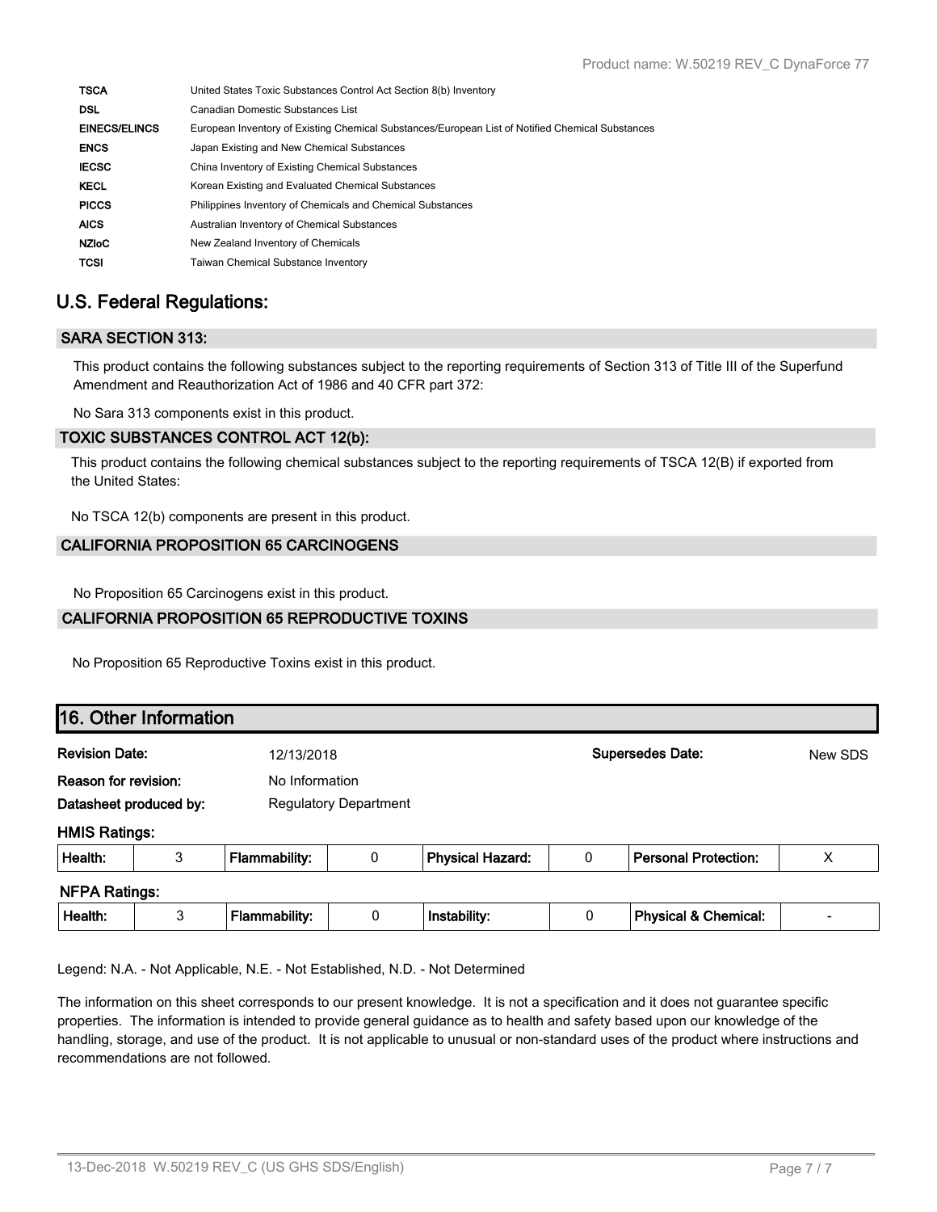| | |
|---|---|
| **TSCA** | United States Toxic Substances Control Act Section 8(b) Inventory |
| **DSL** | Canadian Domestic Substances List |
| **EINECS/ELINCS** | European Inventory of Existing Chemical Substances/European List of Notified Chemical Substances |
| **ENCS** | Japan Existing and New Chemical Substances |
| **IECSC** | China Inventory of Existing Chemical Substances |
| **KECL** | Korean Existing and Evaluated Chemical Substances |
| **PICCS** | Philippines Inventory of Chemicals and Chemical Substances |
| **AICS** | Australian Inventory of Chemical Substances |
| **NZIoC** | New Zealand Inventory of Chemicals |
| **TCSI** | Taiwan Chemical Substance Inventory |

## U.S. Federal Regulations:

### SARA SECTION 313:

This product contains the following substances subject to the reporting requirements of Section 313 of Title III of the Superfund Amendment and Reauthorization Act of 1986 and 40 CFR part 372:

No Sara 313 components exist in this product.

### TOXIC SUBSTANCES CONTROL ACT 12(b):

This product contains the following chemical substances subject to the reporting requirements of TSCA 12(B) if exported from the United States:

No TSCA 12(b) components are present in this product.

### CALIFORNIA PROPOSITION 65 CARCINOGENS

No Proposition 65 Carcinogens exist in this product.

### CALIFORNIA PROPOSITION 65 REPRODUCTIVE TOXINS

No Proposition 65 Reproductive Toxins exist in this product.

# 16. Other Information

**Revision Date:** 12/13/2018 **Supersedes Date:** New SDS

**Reason for revision:** No Information

**Datasheet produced by:** Regulatory Department

**HMIS Ratings:**

| | | | | | | | |
|---|---|---|---|---|---|---|---|
| **Health:** | 3 | **Flammability:** | 0 | **Physical Hazard:** | 0 | **Personal Protection:** | X |

**NFPA Ratings:**

| | | | | | | | |
|---|---|---|---|---|---|---|---|
| **Health:** | 3 | **Flammability:** | 0 | **Instability:** | 0 | **Physical & Chemical:** | - |

Legend: N.A. - Not Applicable, N.E. - Not Established, N.D. - Not Determined

The information on this sheet corresponds to our present knowledge. It is not a specification and it does not guarantee specific properties. The information is intended to provide general guidance as to health and safety based upon our knowledge of the handling, storage, and use of the product. It is not applicable to unusual or non-standard uses of the product where instructions and recommendations are not followed.